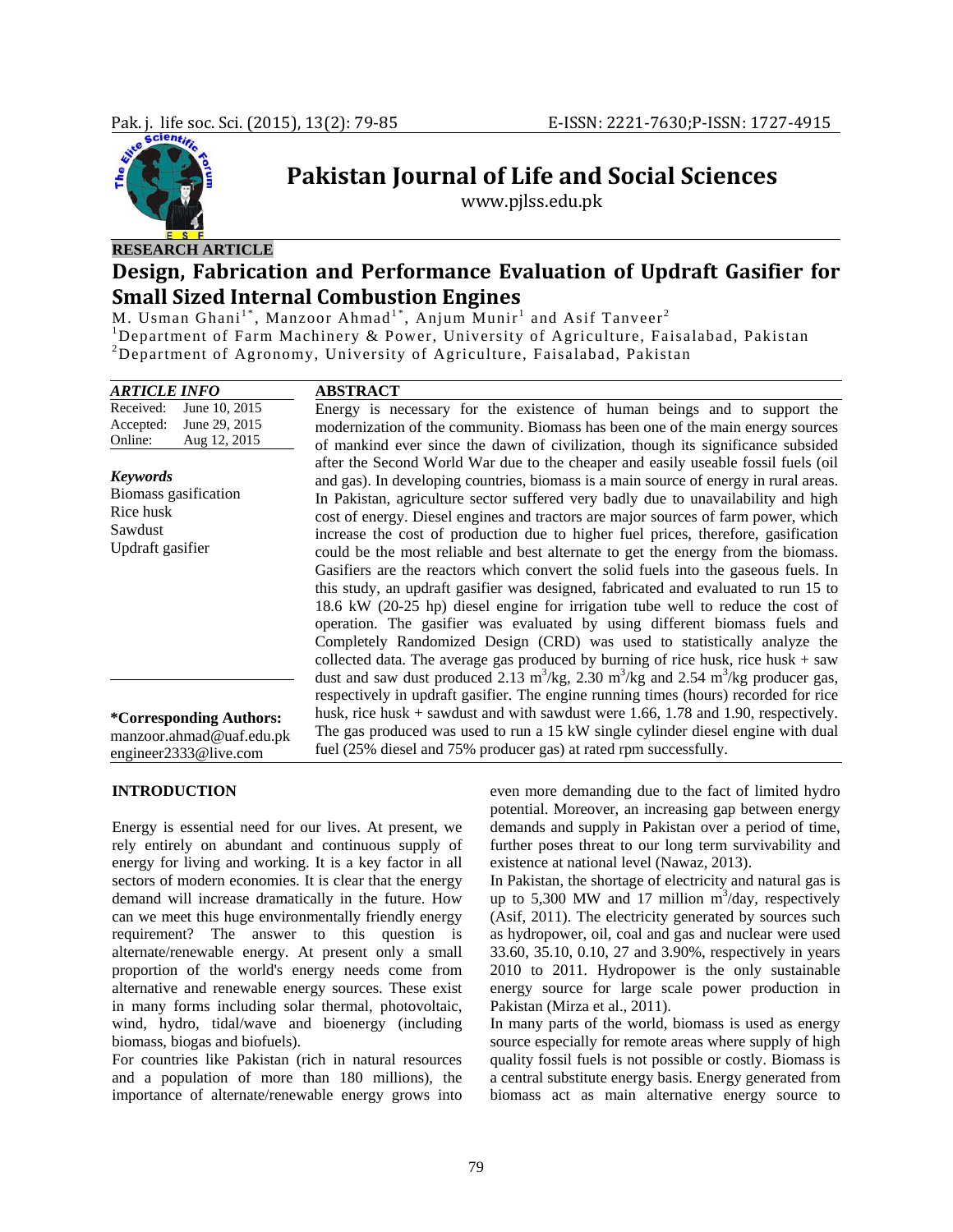**RESEARCH ARTICLE**

# Design, Fabrication and Performance Evaluation of Updraft Gasifier for Small Sized Internal Combustion Engines

M. Usman Ghani[1*], Manzoor Ahmad[1*], Anjum Munir[1] and Asif Tanveer[2]

[1]Department of Farm Machinery & Power, University of Agriculture, Faisalabad, Pakistan
[2]Department of Agronomy, University of Agriculture, Faisalabad, Pakistan

***ARTICLE INFO***

| | |
|---|---|
| Received: | June 10, 2015 |
| Accepted: | June 29, 2015 |
| Online: | Aug 12, 2015 |

***Keywords***

Biomass gasification
Rice husk
Sawdust
Updraft gasifier

**\*Corresponding Authors:**
manzoor.ahmad@uaf.edu.pk
engineer2333@live.com

**ABSTRACT**

Energy is necessary for the existence of human beings and to support the modernization of the community. Biomass has been one of the main energy sources of mankind ever since the dawn of civilization, though its significance subsided after the Second World War due to the cheaper and easily useable fossil fuels (oil and gas). In developing countries, biomass is a main source of energy in rural areas. In Pakistan, agriculture sector suffered very badly due to unavailability and high cost of energy. Diesel engines and tractors are major sources of farm power, which increase the cost of production due to higher fuel prices, therefore, gasification could be the most reliable and best alternate to get the energy from the biomass. Gasifiers are the reactors which convert the solid fuels into the gaseous fuels. In this study, an updraft gasifier was designed, fabricated and evaluated to run 15 to 18.6 kW (20-25 hp) diesel engine for irrigation tube well to reduce the cost of operation. The gasifier was evaluated by using different biomass fuels and Completely Randomized Design (CRD) was used to statistically analyze the collected data. The average gas produced by burning of rice husk, rice husk + saw dust and saw dust produced 2.13 $m^3$/kg, 2.30 $m^3$/kg and 2.54 $m^3$/kg producer gas, respectively in updraft gasifier. The engine running times (hours) recorded for rice husk, rice husk + sawdust and with sawdust were 1.66, 1.78 and 1.90, respectively. The gas produced was used to run a 15 kW single cylinder diesel engine with dual fuel (25% diesel and 75% producer gas) at rated rpm successfully.

## INTRODUCTION

Energy is essential need for our lives. At present, we rely entirely on abundant and continuous supply of energy for living and working. It is a key factor in all sectors of modern economies. It is clear that the energy demand will increase dramatically in the future. How can we meet this huge environmentally friendly energy requirement? The answer to this question is alternate/renewable energy. At present only a small proportion of the world's energy needs come from alternative and renewable energy sources. These exist in many forms including solar thermal, photovoltaic, wind, hydro, tidal/wave and bioenergy (including biomass, biogas and biofuels).

For countries like Pakistan (rich in natural resources and a population of more than 180 millions), the importance of alternate/renewable energy grows into even more demanding due to the fact of limited hydro potential. Moreover, an increasing gap between energy demands and supply in Pakistan over a period of time, further poses threat to our long term survivability and existence at national level (Nawaz, 2013).

In Pakistan, the shortage of electricity and natural gas is up to 5,300 MW and 17 million $m^3$/day, respectively (Asif, 2011). The electricity generated by sources such as hydropower, oil, coal and gas and nuclear were used 33.60, 35.10, 0.10, 27 and 3.90%, respectively in years 2010 to 2011. Hydropower is the only sustainable energy source for large scale power production in Pakistan (Mirza et al., 2011).

In many parts of the world, biomass is used as energy source especially for remote areas where supply of high quality fossil fuels is not possible or costly. Biomass is a central substitute energy basis. Energy generated from biomass act as main alternative energy source to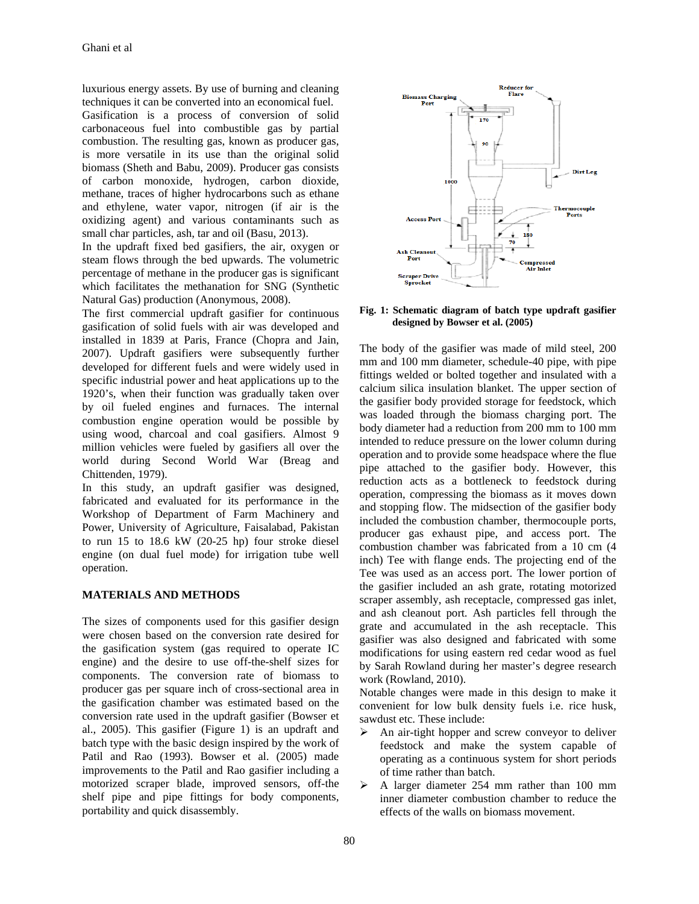luxurious energy assets. By use of burning and cleaning techniques it can be converted into an economical fuel.

Gasification is a process of conversion of solid carbonaceous fuel into combustible gas by partial combustion. The resulting gas, known as producer gas, is more versatile in its use than the original solid biomass (Sheth and Babu, 2009). Producer gas consists of carbon monoxide, hydrogen, carbon dioxide, methane, traces of higher hydrocarbons such as ethane and ethylene, water vapor, nitrogen (if air is the oxidizing agent) and various contaminants such as small char particles, ash, tar and oil (Basu, 2013).

In the updraft fixed bed gasifiers, the air, oxygen or steam flows through the bed upwards. The volumetric percentage of methane in the producer gas is significant which facilitates the methanation for SNG (Synthetic Natural Gas) production (Anonymous, 2008).

The first commercial updraft gasifier for continuous gasification of solid fuels with air was developed and installed in 1839 at Paris, France (Chopra and Jain, 2007). Updraft gasifiers were subsequently further developed for different fuels and were widely used in specific industrial power and heat applications up to the 1920's, when their function was gradually taken over by oil fueled engines and furnaces. The internal combustion engine operation would be possible by using wood, charcoal and coal gasifiers. Almost 9 million vehicles were fueled by gasifiers all over the world during Second World War (Breag and Chittenden, 1979).

In this study, an updraft gasifier was designed, fabricated and evaluated for its performance in the Workshop of Department of Farm Machinery and Power, University of Agriculture, Faisalabad, Pakistan to run 15 to 18.6 kW (20-25 hp) four stroke diesel engine (on dual fuel mode) for irrigation tube well operation.

## MATERIALS AND METHODS

The sizes of components used for this gasifier design were chosen based on the conversion rate desired for the gasification system (gas required to operate IC engine) and the desire to use off-the-shelf sizes for components. The conversion rate of biomass to producer gas per square inch of cross-sectional area in the gasification chamber was estimated based on the conversion rate used in the updraft gasifier (Bowser et al., 2005). This gasifier (Figure 1) is an updraft and batch type with the basic design inspired by the work of Patil and Rao (1993). Bowser et al. (2005) made improvements to the Patil and Rao gasifier including a motorized scraper blade, improved sensors, off-the shelf pipe and pipe fittings for body components, portability and quick disassembly.

**Fig. 1: Schematic diagram of batch type updraft gasifier designed by Bowser et al. (2005)**

The body of the gasifier was made of mild steel, 200 mm and 100 mm diameter, schedule-40 pipe, with pipe fittings welded or bolted together and insulated with a calcium silica insulation blanket. The upper section of the gasifier body provided storage for feedstock, which was loaded through the biomass charging port. The body diameter had a reduction from 200 mm to 100 mm intended to reduce pressure on the lower column during operation and to provide some headspace where the flue pipe attached to the gasifier body. However, this reduction acts as a bottleneck to feedstock during operation, compressing the biomass as it moves down and stopping flow. The midsection of the gasifier body included the combustion chamber, thermocouple ports, producer gas exhaust pipe, and access port. The combustion chamber was fabricated from a 10 cm (4 inch) Tee with flange ends. The projecting end of the Tee was used as an access port. The lower portion of the gasifier included an ash grate, rotating motorized scraper assembly, ash receptacle, compressed gas inlet, and ash cleanout port. Ash particles fell through the grate and accumulated in the ash receptacle. This gasifier was also designed and fabricated with some modifications for using eastern red cedar wood as fuel by Sarah Rowland during her master's degree research work (Rowland, 2010).

Notable changes were made in this design to make it convenient for low bulk density fuels i.e. rice husk, sawdust etc. These include:

- An air-tight hopper and screw conveyor to deliver feedstock and make the system capable of operating as a continuous system for short periods of time rather than batch.
- A larger diameter 254 mm rather than 100 mm inner diameter combustion chamber to reduce the effects of the walls on biomass movement.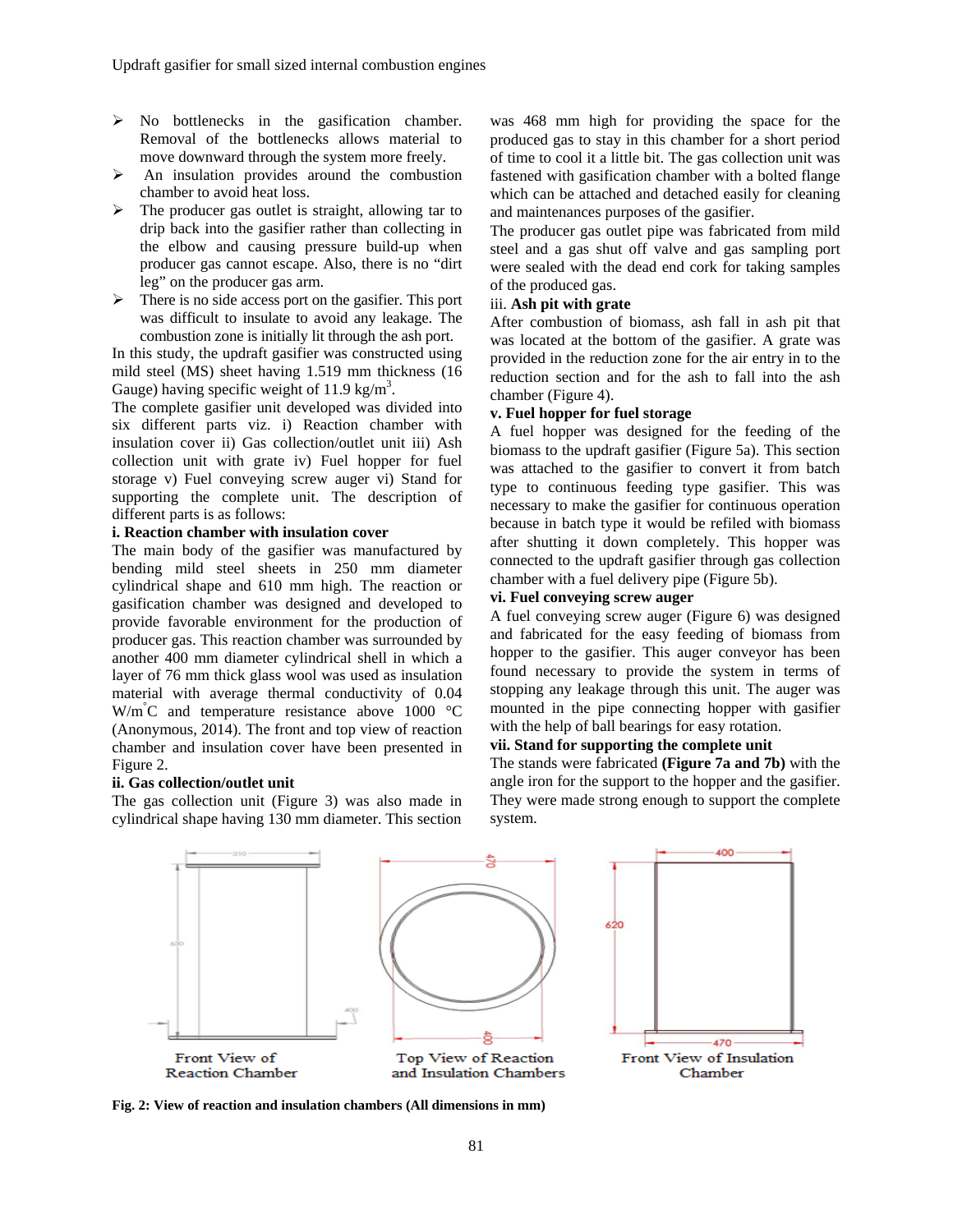- No bottlenecks in the gasification chamber. Removal of the bottlenecks allows material to move downward through the system more freely.
- An insulation provides around the combustion chamber to avoid heat loss.
- The producer gas outlet is straight, allowing tar to drip back into the gasifier rather than collecting in the elbow and causing pressure build-up when producer gas cannot escape. Also, there is no "dirt leg" on the producer gas arm.
- There is no side access port on the gasifier. This port was difficult to insulate to avoid any leakage. The combustion zone is initially lit through the ash port.

In this study, the updraft gasifier was constructed using mild steel (MS) sheet having 1.519 mm thickness (16 Gauge) having specific weight of 11.9 kg/m$^3$.

The complete gasifier unit developed was divided into six different parts viz. i) Reaction chamber with insulation cover ii) Gas collection/outlet unit iii) Ash collection unit with grate iv) Fuel hopper for fuel storage v) Fuel conveying screw auger vi) Stand for supporting the complete unit. The description of different parts is as follows:

**i. Reaction chamber with insulation cover**

The main body of the gasifier was manufactured by bending mild steel sheets in 250 mm diameter cylindrical shape and 610 mm high. The reaction or gasification chamber was designed and developed to provide favorable environment for the production of producer gas. This reaction chamber was surrounded by another 400 mm diameter cylindrical shell in which a layer of 76 mm thick glass wool was used as insulation material with average thermal conductivity of 0.04 W/m°C and temperature resistance above 1000 °C (Anonymous, 2014). The front and top view of reaction chamber and insulation cover have been presented in Figure 2.

**ii. Gas collection/outlet unit**

The gas collection unit (Figure 3) was also made in cylindrical shape having 130 mm diameter. This section was 468 mm high for providing the space for the produced gas to stay in this chamber for a short period of time to cool it a little bit. The gas collection unit was fastened with gasification chamber with a bolted flange which can be attached and detached easily for cleaning and maintenances purposes of the gasifier.

The producer gas outlet pipe was fabricated from mild steel and a gas shut off valve and gas sampling port were sealed with the dead end cork for taking samples of the produced gas.

iii. **Ash pit with grate**

After combustion of biomass, ash fall in ash pit that was located at the bottom of the gasifier. A grate was provided in the reduction zone for the air entry in to the reduction section and for the ash to fall into the ash chamber (Figure 4).

**v. Fuel hopper for fuel storage**

A fuel hopper was designed for the feeding of the biomass to the updraft gasifier (Figure 5a). This section was attached to the gasifier to convert it from batch type to continuous feeding type gasifier. This was necessary to make the gasifier for continuous operation because in batch type it would be refiled with biomass after shutting it down completely. This hopper was connected to the updraft gasifier through gas collection chamber with a fuel delivery pipe (Figure 5b).

**vi. Fuel conveying screw auger**

A fuel conveying screw auger (Figure 6) was designed and fabricated for the easy feeding of biomass from hopper to the gasifier. This auger conveyor has been found necessary to provide the system in terms of stopping any leakage through this unit. The auger was mounted in the pipe connecting hopper with gasifier with the help of ball bearings for easy rotation.

**vii. Stand for supporting the complete unit**

The stands were fabricated **(Figure 7a and 7b)** with the angle iron for the support to the hopper and the gasifier. They were made strong enough to support the complete system.

**Fig. 2: View of reaction and insulation chambers (All dimensions in mm)**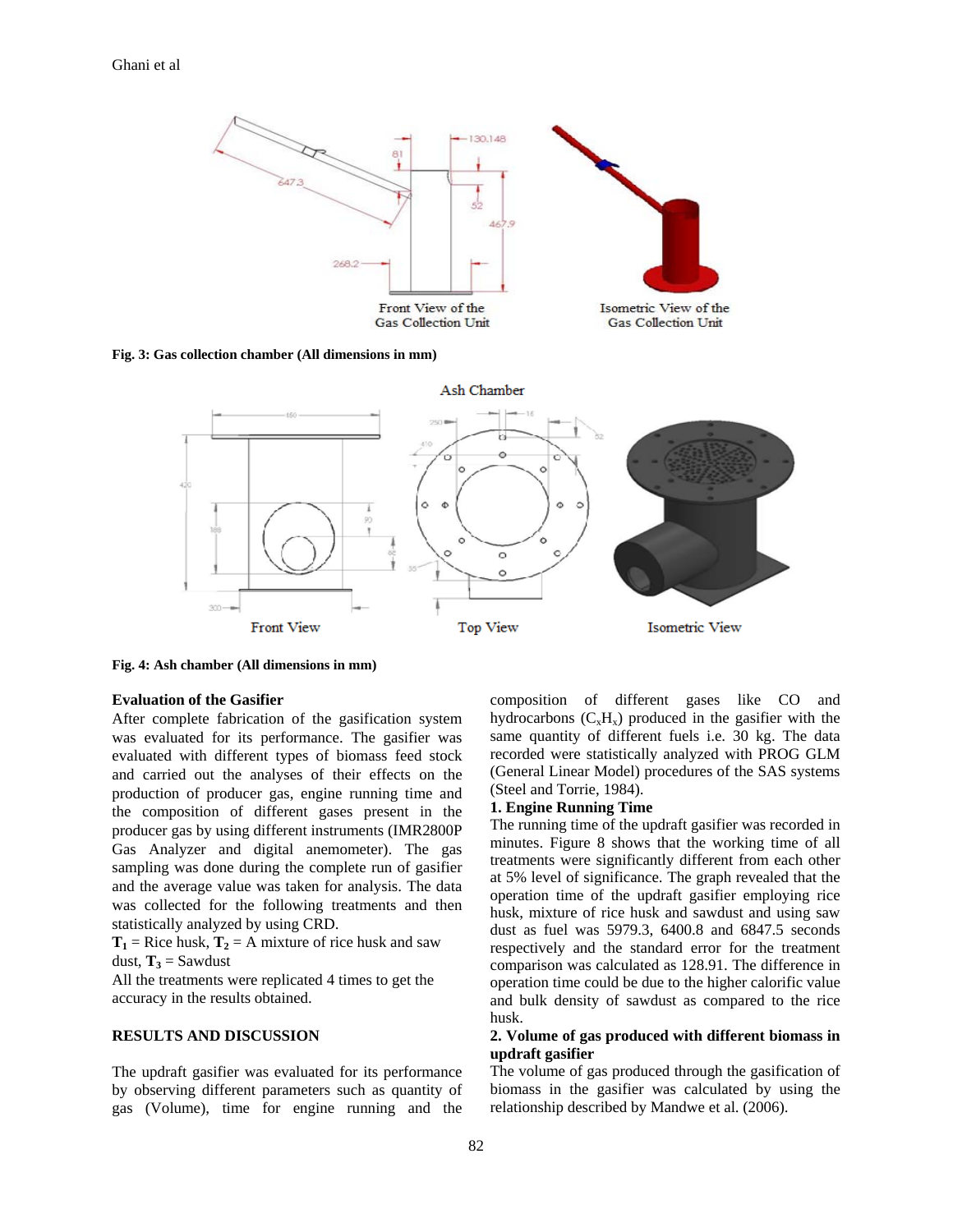Front View of the Gas Collection Unit

Isometric View of the Gas Collection Unit

**Fig. 3: Gas collection chamber (All dimensions in mm)**

Ash Chamber

Front View    Top View    Isometric View

**Fig. 4: Ash chamber (All dimensions in mm)**

**Evaluation of the Gasifier**

After complete fabrication of the gasification system was evaluated for its performance. The gasifier was evaluated with different types of biomass feed stock and carried out the analyses of their effects on the production of producer gas, engine running time and the composition of different gases present in the producer gas by using different instruments (IMR2800P Gas Analyzer and digital anemometer). The gas sampling was done during the complete run of gasifier and the average value was taken for analysis. The data was collected for the following treatments and then statistically analyzed by using CRD.

$\mathbf{T_1}$ = Rice husk, $\mathbf{T_2}$ = A mixture of rice husk and saw dust, $\mathbf{T_3}$ = Sawdust

All the treatments were replicated 4 times to get the accuracy in the results obtained.

## RESULTS AND DISCUSSION

The updraft gasifier was evaluated for its performance by observing different parameters such as quantity of gas (Volume), time for engine running and the composition of different gases like CO and hydrocarbons ($C_xH_x$) produced in the gasifier with the same quantity of different fuels i.e. 30 kg. The data recorded were statistically analyzed with PROG GLM (General Linear Model) procedures of the SAS systems (Steel and Torrie, 1984).

**1. Engine Running Time**

The running time of the updraft gasifier was recorded in minutes. Figure 8 shows that the working time of all treatments were significantly different from each other at 5% level of significance. The graph revealed that the operation time of the updraft gasifier employing rice husk, mixture of rice husk and sawdust and using saw dust as fuel was 5979.3, 6400.8 and 6847.5 seconds respectively and the standard error for the treatment comparison was calculated as 128.91. The difference in operation time could be due to the higher calorific value and bulk density of sawdust as compared to the rice husk.

**2. Volume of gas produced with different biomass in updraft gasifier**

The volume of gas produced through the gasification of biomass in the gasifier was calculated by using the relationship described by Mandwe et al. (2006).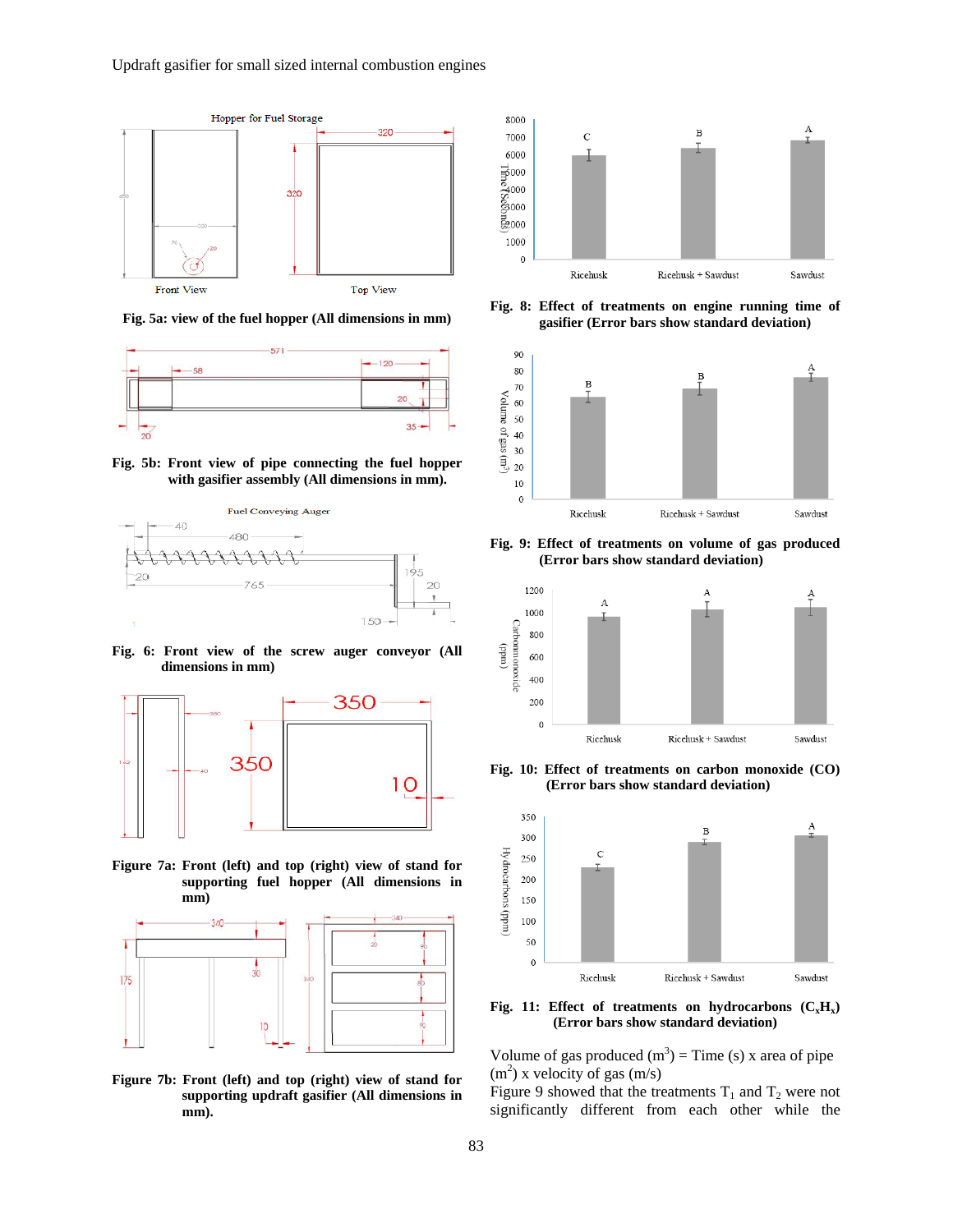Fig. 5a: view of the fuel hopper (All dimensions in mm)

Fig. 5b: Front view of pipe connecting the fuel hopper with gasifier assembly (All dimensions in mm).

Fig. 6: Front view of the screw auger conveyor (All dimensions in mm)

Figure 7a: Front (left) and top (right) view of stand for supporting fuel hopper (All dimensions in mm)

Figure 7b: Front (left) and top (right) view of stand for supporting updraft gasifier (All dimensions in mm).

Fig. 8: Effect of treatments on engine running time of gasifier (Error bars show standard deviation)

Fig. 9: Effect of treatments on volume of gas produced (Error bars show standard deviation)

Fig. 10: Effect of treatments on carbon monoxide (CO) (Error bars show standard deviation)

Fig. 11: Effect of treatments on hydrocarbons ($C_xH_x$) (Error bars show standard deviation)

Volume of gas produced ($m^3$) = Time (s) x area of pipe ($m^2$) x velocity of gas (m/s)

Figure 9 showed that the treatments $T_1$ and $T_2$ were not significantly different from each other while the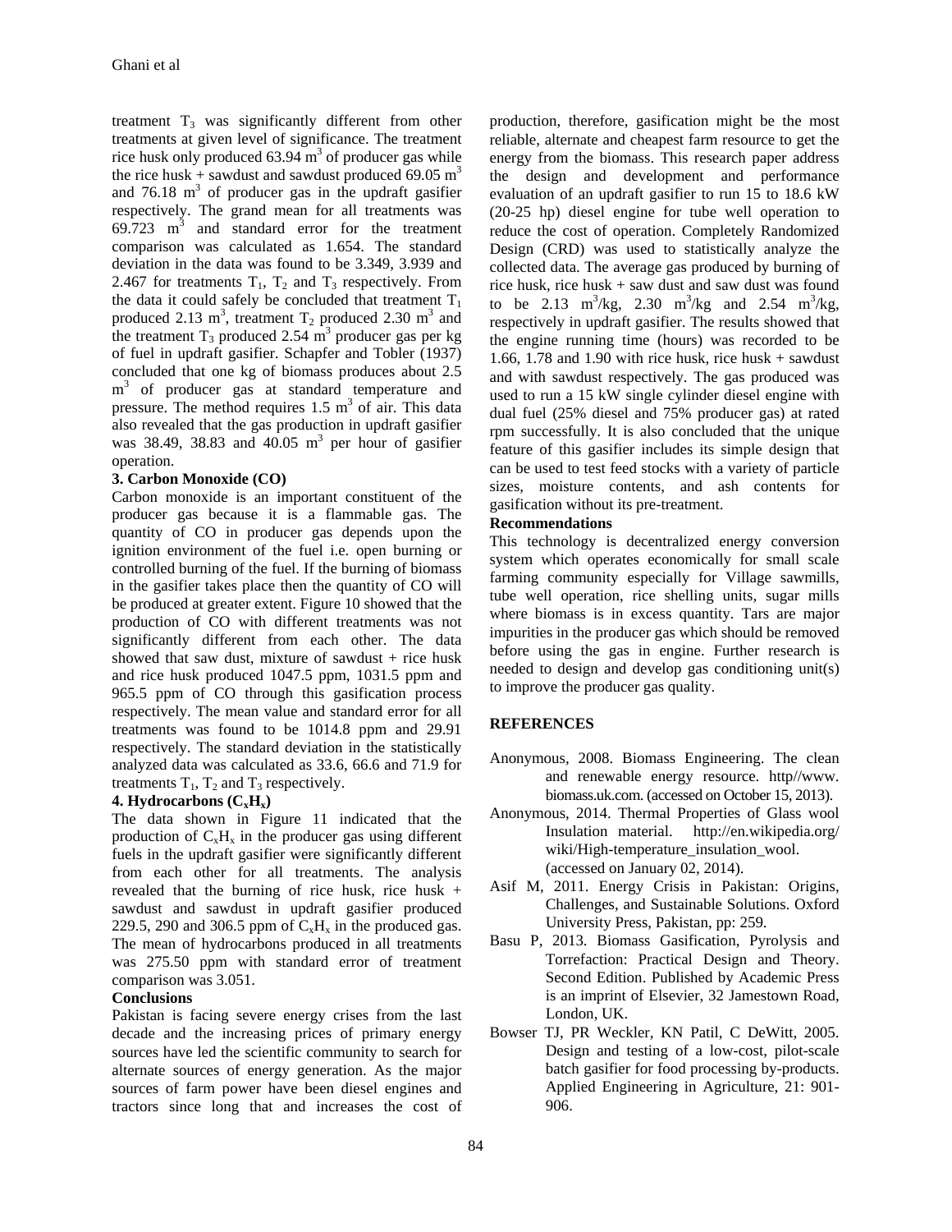treatment $T_3$ was significantly different from other treatments at given level of significance. The treatment rice husk only produced 63.94 $m^3$ of producer gas while the rice husk + sawdust and sawdust produced 69.05 $m^3$ and 76.18 $m^3$ of producer gas in the updraft gasifier respectively. The grand mean for all treatments was 69.723 $m^3$ and standard error for the treatment comparison was calculated as 1.654. The standard deviation in the data was found to be 3.349, 3.939 and 2.467 for treatments $T_1$, $T_2$ and $T_3$ respectively. From the data it could safely be concluded that treatment $T_1$ produced 2.13 $m^3$, treatment $T_2$ produced 2.30 $m^3$ and the treatment $T_3$ produced 2.54 $m^3$ producer gas per kg of fuel in updraft gasifier. Schapfer and Tobler (1937) concluded that one kg of biomass produces about 2.5 $m^3$ of producer gas at standard temperature and pressure. The method requires 1.5 $m^3$ of air. This data also revealed that the gas production in updraft gasifier was 38.49, 38.83 and 40.05 $m^3$ per hour of gasifier operation.

**3. Carbon Monoxide (CO)**

Carbon monoxide is an important constituent of the producer gas because it is a flammable gas. The quantity of CO in producer gas depends upon the ignition environment of the fuel i.e. open burning or controlled burning of the fuel. If the burning of biomass in the gasifier takes place then the quantity of CO will be produced at greater extent. Figure 10 showed that the production of CO with different treatments was not significantly different from each other. The data showed that saw dust, mixture of sawdust + rice husk and rice husk produced 1047.5 ppm, 1031.5 ppm and 965.5 ppm of CO through this gasification process respectively. The mean value and standard error for all treatments was found to be 1014.8 ppm and 29.91 respectively. The standard deviation in the statistically analyzed data was calculated as 33.6, 66.6 and 71.9 for treatments $T_1$, $T_2$ and $T_3$ respectively.

**4. Hydrocarbons ($C_xH_x$)**

The data shown in Figure 11 indicated that the production of $C_xH_x$ in the producer gas using different fuels in the updraft gasifier were significantly different from each other for all treatments. The analysis revealed that the burning of rice husk, rice husk + sawdust and sawdust in updraft gasifier produced 229.5, 290 and 306.5 ppm of $C_xH_x$ in the produced gas. The mean of hydrocarbons produced in all treatments was 275.50 ppm with standard error of treatment comparison was 3.051.

**Conclusions**

Pakistan is facing severe energy crises from the last decade and the increasing prices of primary energy sources have led the scientific community to search for alternate sources of energy generation. As the major sources of farm power have been diesel engines and tractors since long that and increases the cost of production, therefore, gasification might be the most reliable, alternate and cheapest farm resource to get the energy from the biomass. This research paper address the design and development and performance evaluation of an updraft gasifier to run 15 to 18.6 kW (20-25 hp) diesel engine for tube well operation to reduce the cost of operation. Completely Randomized Design (CRD) was used to statistically analyze the collected data. The average gas produced by burning of rice husk, rice husk + saw dust and saw dust was found to be 2.13 $m^3$/kg, 2.30 $m^3$/kg and 2.54 $m^3$/kg, respectively in updraft gasifier. The results showed that the engine running time (hours) was recorded to be 1.66, 1.78 and 1.90 with rice husk, rice husk + sawdust and with sawdust respectively. The gas produced was used to run a 15 kW single cylinder diesel engine with dual fuel (25% diesel and 75% producer gas) at rated rpm successfully. It is also concluded that the unique feature of this gasifier includes its simple design that can be used to test feed stocks with a variety of particle sizes, moisture contents, and ash contents for gasification without its pre-treatment.

**Recommendations**

This technology is decentralized energy conversion system which operates economically for small scale farming community especially for Village sawmills, tube well operation, rice shelling units, sugar mills where biomass is in excess quantity. Tars are major impurities in the producer gas which should be removed before using the gas in engine. Further research is needed to design and develop gas conditioning unit(s) to improve the producer gas quality.

## REFERENCES

Anonymous, 2008. Biomass Engineering. The clean and renewable energy resource. http//www. biomass.uk.com. (accessed on October 15, 2013).

Anonymous, 2014. Thermal Properties of Glass wool Insulation material. http://en.wikipedia.org/ wiki/High-temperature_insulation_wool. (accessed on January 02, 2014).

Asif M, 2011. Energy Crisis in Pakistan: Origins, Challenges, and Sustainable Solutions. Oxford University Press, Pakistan, pp: 259.

Basu P, 2013. Biomass Gasification, Pyrolysis and Torrefaction: Practical Design and Theory. Second Edition. Published by Academic Press is an imprint of Elsevier, 32 Jamestown Road, London, UK.

Bowser TJ, PR Weckler, KN Patil, C DeWitt, 2005. Design and testing of a low-cost, pilot-scale batch gasifier for food processing by-products. Applied Engineering in Agriculture, 21: 901-906.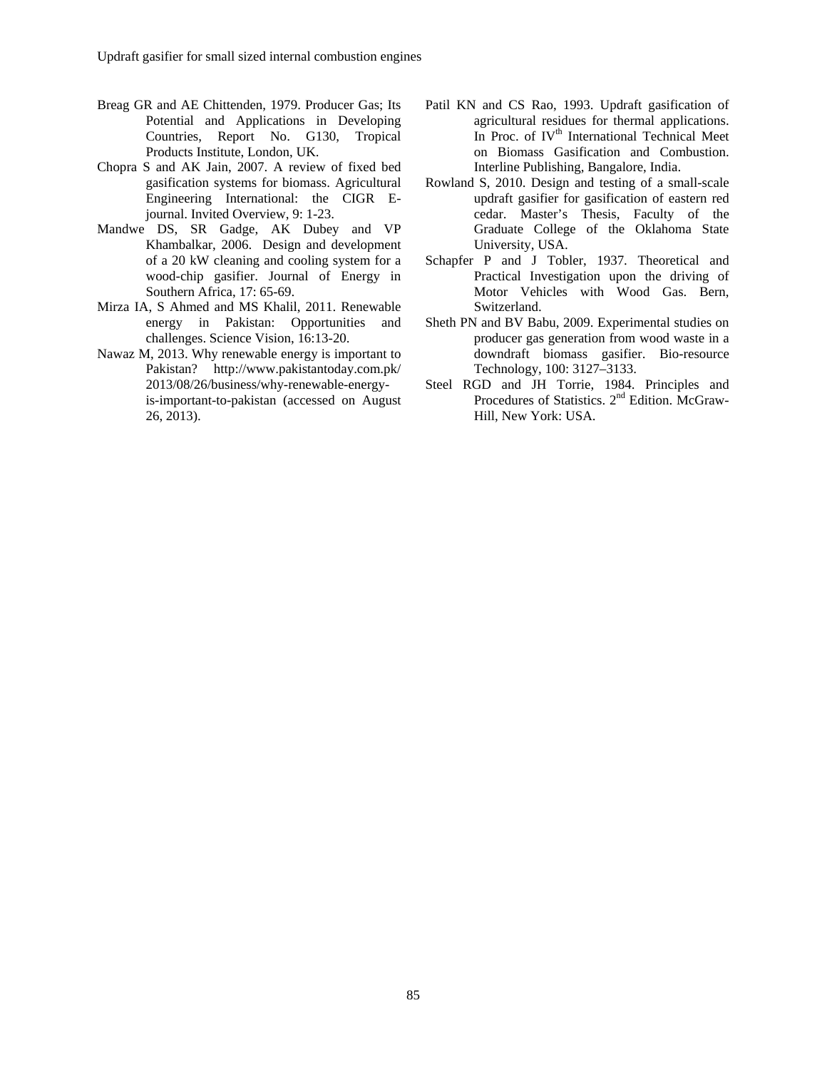Breag GR and AE Chittenden, 1979. Producer Gas; Its Potential and Applications in Developing Countries, Report No. G130, Tropical Products Institute, London, UK.

Chopra S and AK Jain, 2007. A review of fixed bed gasification systems for biomass. Agricultural Engineering International: the CIGR E-journal. Invited Overview, 9: 1-23.

Mandwe DS, SR Gadge, AK Dubey and VP Khambalkar, 2006. Design and development of a 20 kW cleaning and cooling system for a wood-chip gasifier. Journal of Energy in Southern Africa, 17: 65-69.

Mirza IA, S Ahmed and MS Khalil, 2011. Renewable energy in Pakistan: Opportunities and challenges. Science Vision, 16:13-20.

Nawaz M, 2013. Why renewable energy is important to Pakistan? http://www.pakistantoday.com.pk/2013/08/26/business/why-renewable-energy-is-important-to-pakistan (accessed on August 26, 2013).

Patil KN and CS Rao, 1993. Updraft gasification of agricultural residues for thermal applications. In Proc. of IV[th] International Technical Meet on Biomass Gasification and Combustion. Interline Publishing, Bangalore, India.

Rowland S, 2010. Design and testing of a small-scale updraft gasifier for gasification of eastern red cedar. Master's Thesis, Faculty of the Graduate College of the Oklahoma State University, USA.

Schapfer P and J Tobler, 1937. Theoretical and Practical Investigation upon the driving of Motor Vehicles with Wood Gas. Bern, Switzerland.

Sheth PN and BV Babu, 2009. Experimental studies on producer gas generation from wood waste in a downdraft biomass gasifier. Bio-resource Technology, 100: 3127–3133.

Steel RGD and JH Torrie, 1984. Principles and Procedures of Statistics. 2[nd] Edition. McGraw-Hill, New York: USA.